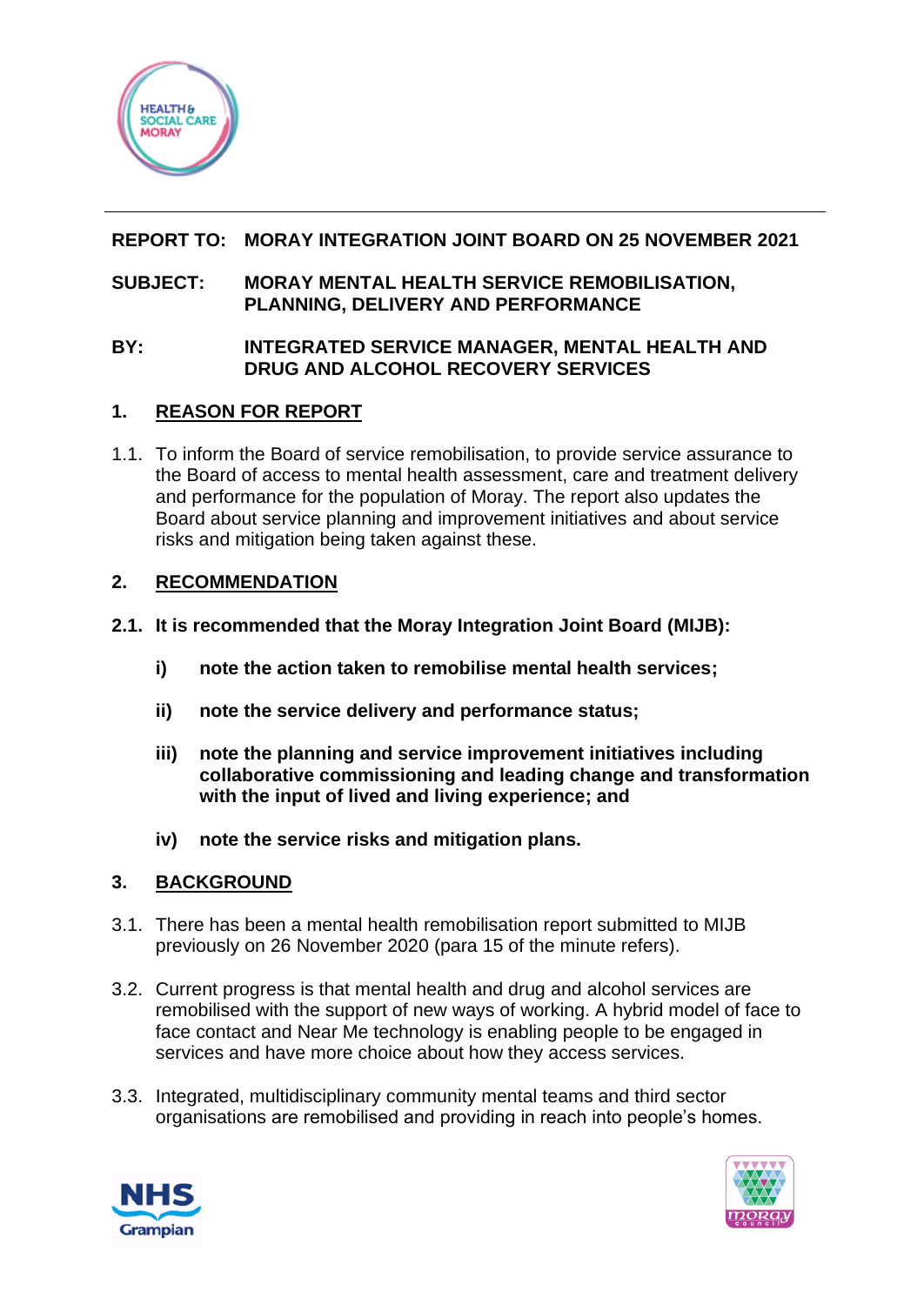**REPORT TO:** **MORAY INTEGRATION JOINT BOARD ON 25 NOVEMBER 2021**

**SUBJECT:** **MORAY MENTAL HEALTH SERVICE REMOBILISATION, PLANNING, DELIVERY AND PERFORMANCE**

**BY:** **INTEGRATED SERVICE MANAGER, MENTAL HEALTH AND DRUG AND ALCOHOL RECOVERY SERVICES**

## 1. REASON FOR REPORT

1.1. To inform the Board of service remobilisation, to provide service assurance to the Board of access to mental health assessment, care and treatment delivery and performance for the population of Moray. The report also updates the Board about service planning and improvement initiatives and about service risks and mitigation being taken against these.

## 2. RECOMMENDATION

**2.1. It is recommended that the Moray Integration Joint Board (MIJB):**

- **i) note the action taken to remobilise mental health services;**
- **ii) note the service delivery and performance status;**
- **iii) note the planning and service improvement initiatives including collaborative commissioning and leading change and transformation with the input of lived and living experience; and**
- **iv) note the service risks and mitigation plans.**

## 3. BACKGROUND

3.1. There has been a mental health remobilisation report submitted to MIJB previously on 26 November 2020 (para 15 of the minute refers).

3.2. Current progress is that mental health and drug and alcohol services are remobilised with the support of new ways of working. A hybrid model of face to face contact and Near Me technology is enabling people to be engaged in services and have more choice about how they access services.

3.3. Integrated, multidisciplinary community mental teams and third sector organisations are remobilised and providing in reach into people's homes.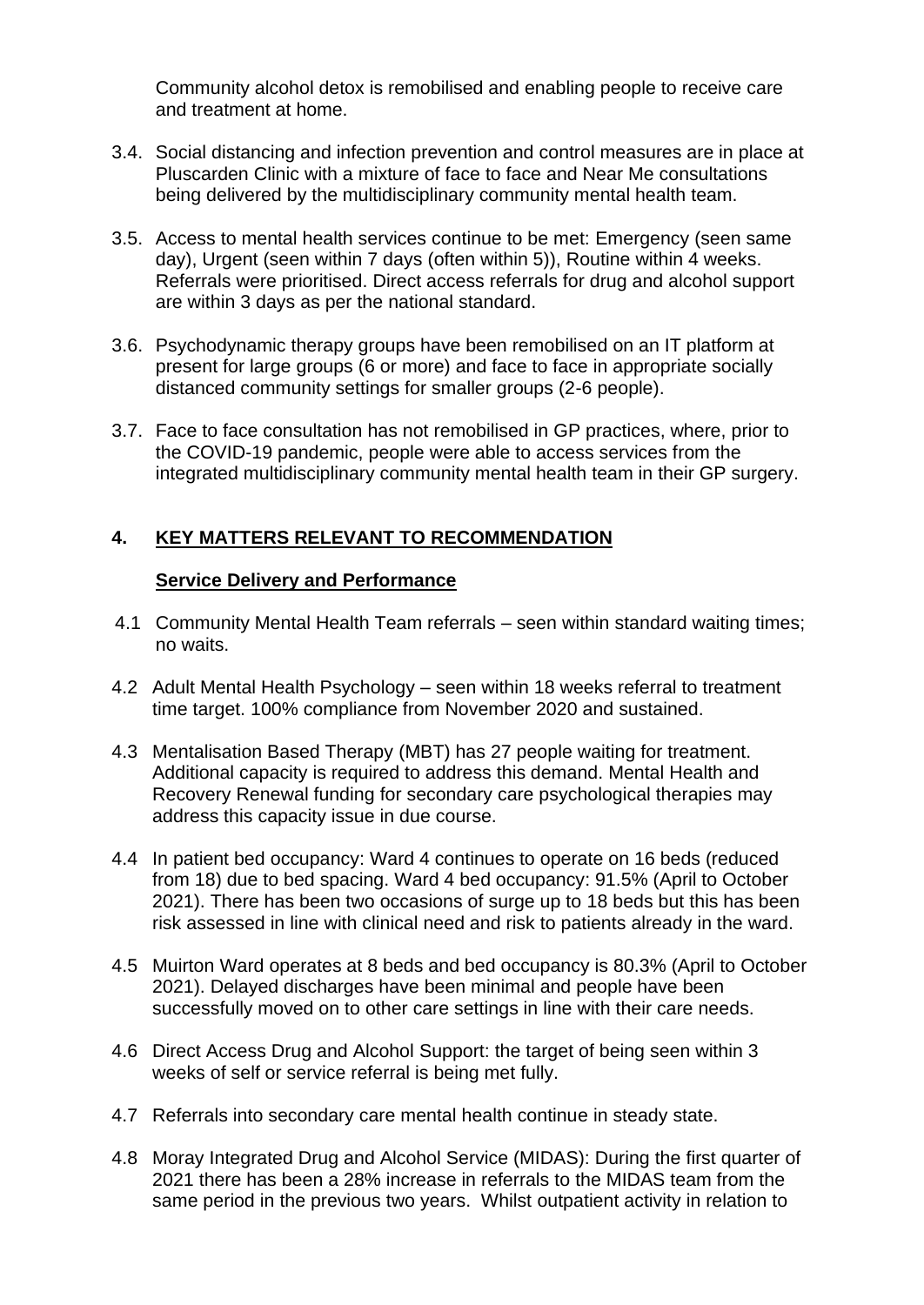Community alcohol detox is remobilised and enabling people to receive care and treatment at home.

3.4. Social distancing and infection prevention and control measures are in place at Pluscarden Clinic with a mixture of face to face and Near Me consultations being delivered by the multidisciplinary community mental health team.

3.5. Access to mental health services continue to be met: Emergency (seen same day), Urgent (seen within 7 days (often within 5)), Routine within 4 weeks. Referrals were prioritised. Direct access referrals for drug and alcohol support are within 3 days as per the national standard.

3.6. Psychodynamic therapy groups have been remobilised on an IT platform at present for large groups (6 or more) and face to face in appropriate socially distanced community settings for smaller groups (2-6 people).

3.7. Face to face consultation has not remobilised in GP practices, where, prior to the COVID-19 pandemic, people were able to access services from the integrated multidisciplinary community mental health team in their GP surgery.

## 4. KEY MATTERS RELEVANT TO RECOMMENDATION

### Service Delivery and Performance

4.1 Community Mental Health Team referrals – seen within standard waiting times; no waits.

4.2 Adult Mental Health Psychology – seen within 18 weeks referral to treatment time target. 100% compliance from November 2020 and sustained.

4.3 Mentalisation Based Therapy (MBT) has 27 people waiting for treatment. Additional capacity is required to address this demand. Mental Health and Recovery Renewal funding for secondary care psychological therapies may address this capacity issue in due course.

4.4 In patient bed occupancy: Ward 4 continues to operate on 16 beds (reduced from 18) due to bed spacing. Ward 4 bed occupancy: 91.5% (April to October 2021). There has been two occasions of surge up to 18 beds but this has been risk assessed in line with clinical need and risk to patients already in the ward.

4.5 Muirton Ward operates at 8 beds and bed occupancy is 80.3% (April to October 2021). Delayed discharges have been minimal and people have been successfully moved on to other care settings in line with their care needs.

4.6 Direct Access Drug and Alcohol Support: the target of being seen within 3 weeks of self or service referral is being met fully.

4.7 Referrals into secondary care mental health continue in steady state.

4.8 Moray Integrated Drug and Alcohol Service (MIDAS): During the first quarter of 2021 there has been a 28% increase in referrals to the MIDAS team from the same period in the previous two years. Whilst outpatient activity in relation to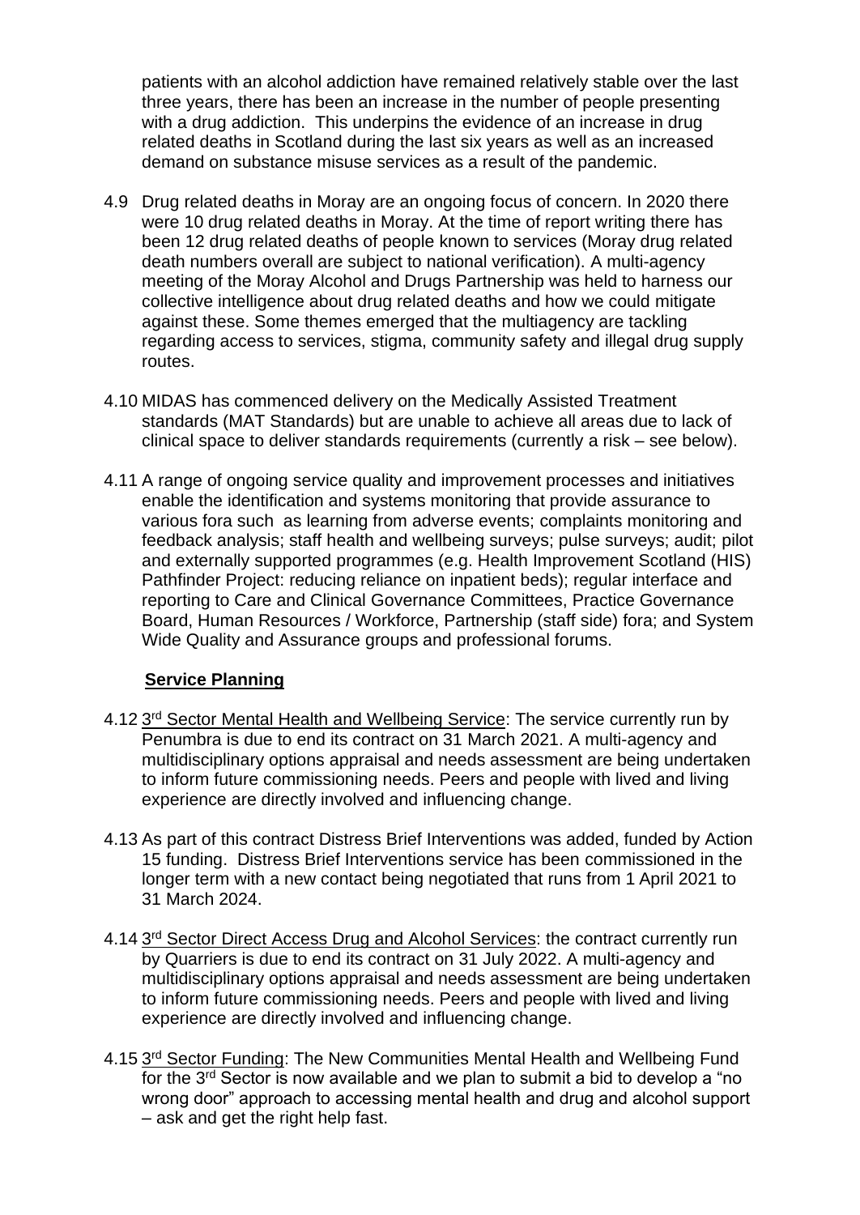patients with an alcohol addiction have remained relatively stable over the last three years, there has been an increase in the number of people presenting with a drug addiction. This underpins the evidence of an increase in drug related deaths in Scotland during the last six years as well as an increased demand on substance misuse services as a result of the pandemic.

4.9 Drug related deaths in Moray are an ongoing focus of concern. In 2020 there were 10 drug related deaths in Moray. At the time of report writing there has been 12 drug related deaths of people known to services (Moray drug related death numbers overall are subject to national verification). A multi-agency meeting of the Moray Alcohol and Drugs Partnership was held to harness our collective intelligence about drug related deaths and how we could mitigate against these. Some themes emerged that the multiagency are tackling regarding access to services, stigma, community safety and illegal drug supply routes.

4.10 MIDAS has commenced delivery on the Medically Assisted Treatment standards (MAT Standards) but are unable to achieve all areas due to lack of clinical space to deliver standards requirements (currently a risk – see below).

4.11 A range of ongoing service quality and improvement processes and initiatives enable the identification and systems monitoring that provide assurance to various fora such as learning from adverse events; complaints monitoring and feedback analysis; staff health and wellbeing surveys; pulse surveys; audit; pilot and externally supported programmes (e.g. Health Improvement Scotland (HIS) Pathfinder Project: reducing reliance on inpatient beds); regular interface and reporting to Care and Clinical Governance Committees, Practice Governance Board, Human Resources / Workforce, Partnership (staff side) fora; and System Wide Quality and Assurance groups and professional forums.

**Service Planning**

4.12 3rd Sector Mental Health and Wellbeing Service: The service currently run by Penumbra is due to end its contract on 31 March 2021. A multi-agency and multidisciplinary options appraisal and needs assessment are being undertaken to inform future commissioning needs. Peers and people with lived and living experience are directly involved and influencing change.

4.13 As part of this contract Distress Brief Interventions was added, funded by Action 15 funding. Distress Brief Interventions service has been commissioned in the longer term with a new contact being negotiated that runs from 1 April 2021 to 31 March 2024.

4.14 3rd Sector Direct Access Drug and Alcohol Services: the contract currently run by Quarriers is due to end its contract on 31 July 2022. A multi-agency and multidisciplinary options appraisal and needs assessment are being undertaken to inform future commissioning needs. Peers and people with lived and living experience are directly involved and influencing change.

4.15 3rd Sector Funding: The New Communities Mental Health and Wellbeing Fund for the 3rd Sector is now available and we plan to submit a bid to develop a "no wrong door" approach to accessing mental health and drug and alcohol support – ask and get the right help fast.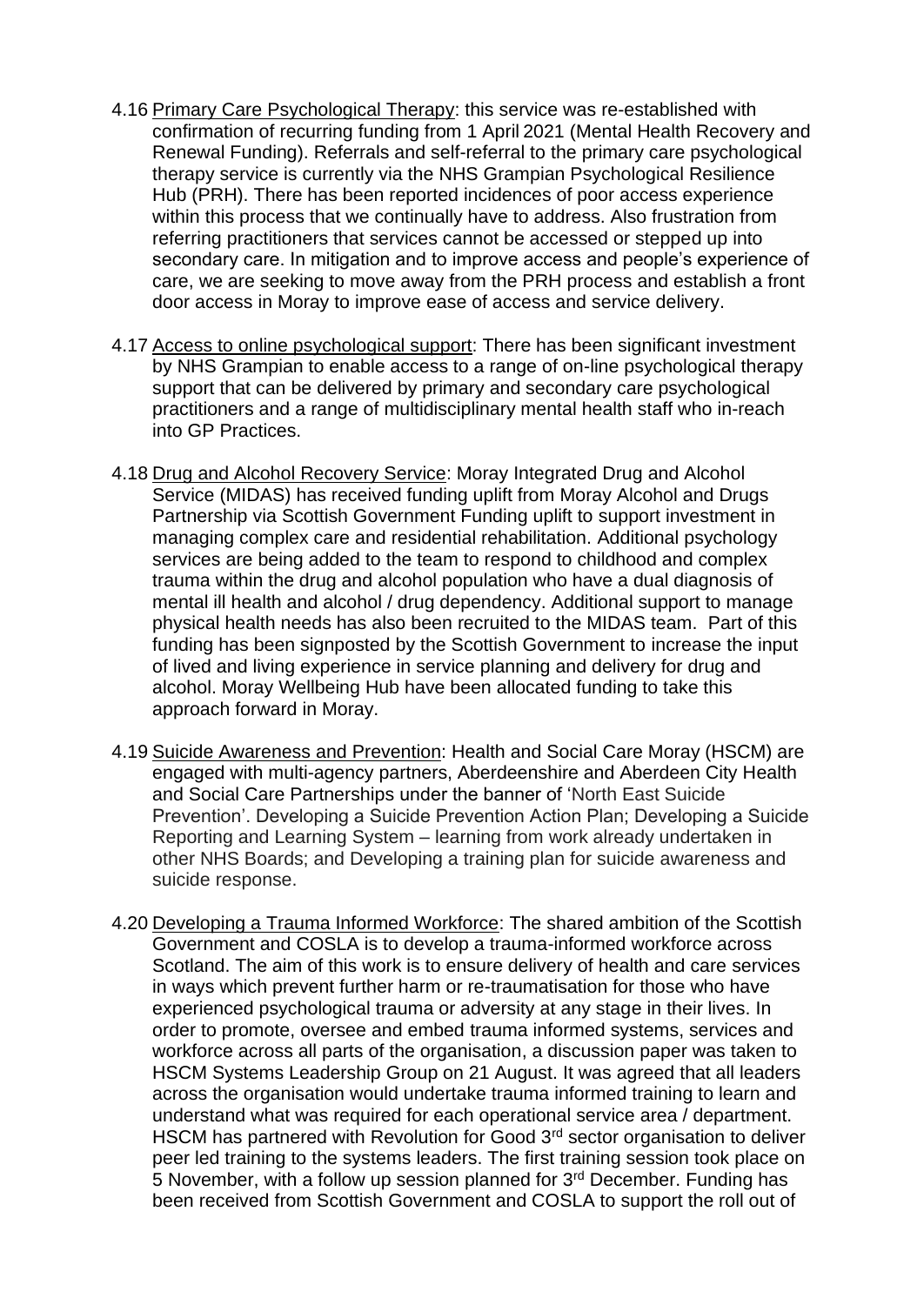4.16 Primary Care Psychological Therapy: this service was re-established with confirmation of recurring funding from 1 April 2021 (Mental Health Recovery and Renewal Funding). Referrals and self-referral to the primary care psychological therapy service is currently via the NHS Grampian Psychological Resilience Hub (PRH). There has been reported incidences of poor access experience within this process that we continually have to address. Also frustration from referring practitioners that services cannot be accessed or stepped up into secondary care. In mitigation and to improve access and people's experience of care, we are seeking to move away from the PRH process and establish a front door access in Moray to improve ease of access and service delivery.

4.17 Access to online psychological support: There has been significant investment by NHS Grampian to enable access to a range of on-line psychological therapy support that can be delivered by primary and secondary care psychological practitioners and a range of multidisciplinary mental health staff who in-reach into GP Practices.

4.18 Drug and Alcohol Recovery Service: Moray Integrated Drug and Alcohol Service (MIDAS) has received funding uplift from Moray Alcohol and Drugs Partnership via Scottish Government Funding uplift to support investment in managing complex care and residential rehabilitation. Additional psychology services are being added to the team to respond to childhood and complex trauma within the drug and alcohol population who have a dual diagnosis of mental ill health and alcohol / drug dependency. Additional support to manage physical health needs has also been recruited to the MIDAS team. Part of this funding has been signposted by the Scottish Government to increase the input of lived and living experience in service planning and delivery for drug and alcohol. Moray Wellbeing Hub have been allocated funding to take this approach forward in Moray.

4.19 Suicide Awareness and Prevention: Health and Social Care Moray (HSCM) are engaged with multi-agency partners, Aberdeenshire and Aberdeen City Health and Social Care Partnerships under the banner of 'North East Suicide Prevention'. Developing a Suicide Prevention Action Plan; Developing a Suicide Reporting and Learning System – learning from work already undertaken in other NHS Boards; and Developing a training plan for suicide awareness and suicide response.

4.20 Developing a Trauma Informed Workforce: The shared ambition of the Scottish Government and COSLA is to develop a trauma-informed workforce across Scotland. The aim of this work is to ensure delivery of health and care services in ways which prevent further harm or re-traumatisation for those who have experienced psychological trauma or adversity at any stage in their lives. In order to promote, oversee and embed trauma informed systems, services and workforce across all parts of the organisation, a discussion paper was taken to HSCM Systems Leadership Group on 21 August. It was agreed that all leaders across the organisation would undertake trauma informed training to learn and understand what was required for each operational service area / department. HSCM has partnered with Revolution for Good 3rd sector organisation to deliver peer led training to the systems leaders. The first training session took place on 5 November, with a follow up session planned for 3rd December. Funding has been received from Scottish Government and COSLA to support the roll out of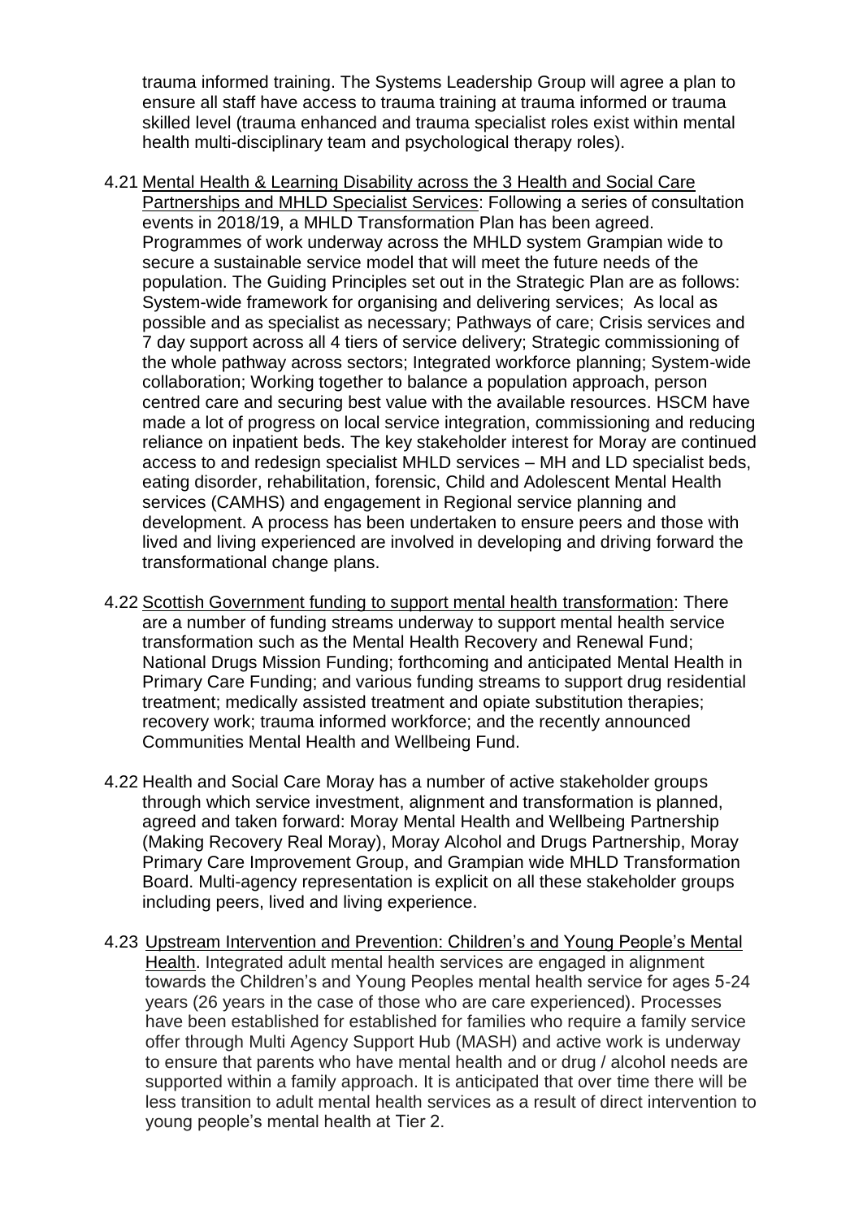trauma informed training. The Systems Leadership Group will agree a plan to ensure all staff have access to trauma training at trauma informed or trauma skilled level (trauma enhanced and trauma specialist roles exist within mental health multi-disciplinary team and psychological therapy roles).

4.21 <u>Mental Health & Learning Disability across the 3 Health and Social Care Partnerships and MHLD Specialist Services</u>: Following a series of consultation events in 2018/19, a MHLD Transformation Plan has been agreed. Programmes of work underway across the MHLD system Grampian wide to secure a sustainable service model that will meet the future needs of the population. The Guiding Principles set out in the Strategic Plan are as follows: System-wide framework for organising and delivering services; As local as possible and as specialist as necessary; Pathways of care; Crisis services and 7 day support across all 4 tiers of service delivery; Strategic commissioning of the whole pathway across sectors; Integrated workforce planning; System-wide collaboration; Working together to balance a population approach, person centred care and securing best value with the available resources. HSCM have made a lot of progress on local service integration, commissioning and reducing reliance on inpatient beds. The key stakeholder interest for Moray are continued access to and redesign specialist MHLD services – MH and LD specialist beds, eating disorder, rehabilitation, forensic, Child and Adolescent Mental Health services (CAMHS) and engagement in Regional service planning and development. A process has been undertaken to ensure peers and those with lived and living experienced are involved in developing and driving forward the transformational change plans.

4.22 <u>Scottish Government funding to support mental health transformation</u>: There are a number of funding streams underway to support mental health service transformation such as the Mental Health Recovery and Renewal Fund; National Drugs Mission Funding; forthcoming and anticipated Mental Health in Primary Care Funding; and various funding streams to support drug residential treatment; medically assisted treatment and opiate substitution therapies; recovery work; trauma informed workforce; and the recently announced Communities Mental Health and Wellbeing Fund.

4.22 Health and Social Care Moray has a number of active stakeholder groups through which service investment, alignment and transformation is planned, agreed and taken forward: Moray Mental Health and Wellbeing Partnership (Making Recovery Real Moray), Moray Alcohol and Drugs Partnership, Moray Primary Care Improvement Group, and Grampian wide MHLD Transformation Board. Multi-agency representation is explicit on all these stakeholder groups including peers, lived and living experience.

4.23 <u>Upstream Intervention and Prevention: Children's and Young People's Mental Health</u>. Integrated adult mental health services are engaged in alignment towards the Children's and Young Peoples mental health service for ages 5-24 years (26 years in the case of those who are care experienced). Processes have been established for established for families who require a family service offer through Multi Agency Support Hub (MASH) and active work is underway to ensure that parents who have mental health and or drug / alcohol needs are supported within a family approach. It is anticipated that over time there will be less transition to adult mental health services as a result of direct intervention to young people's mental health at Tier 2.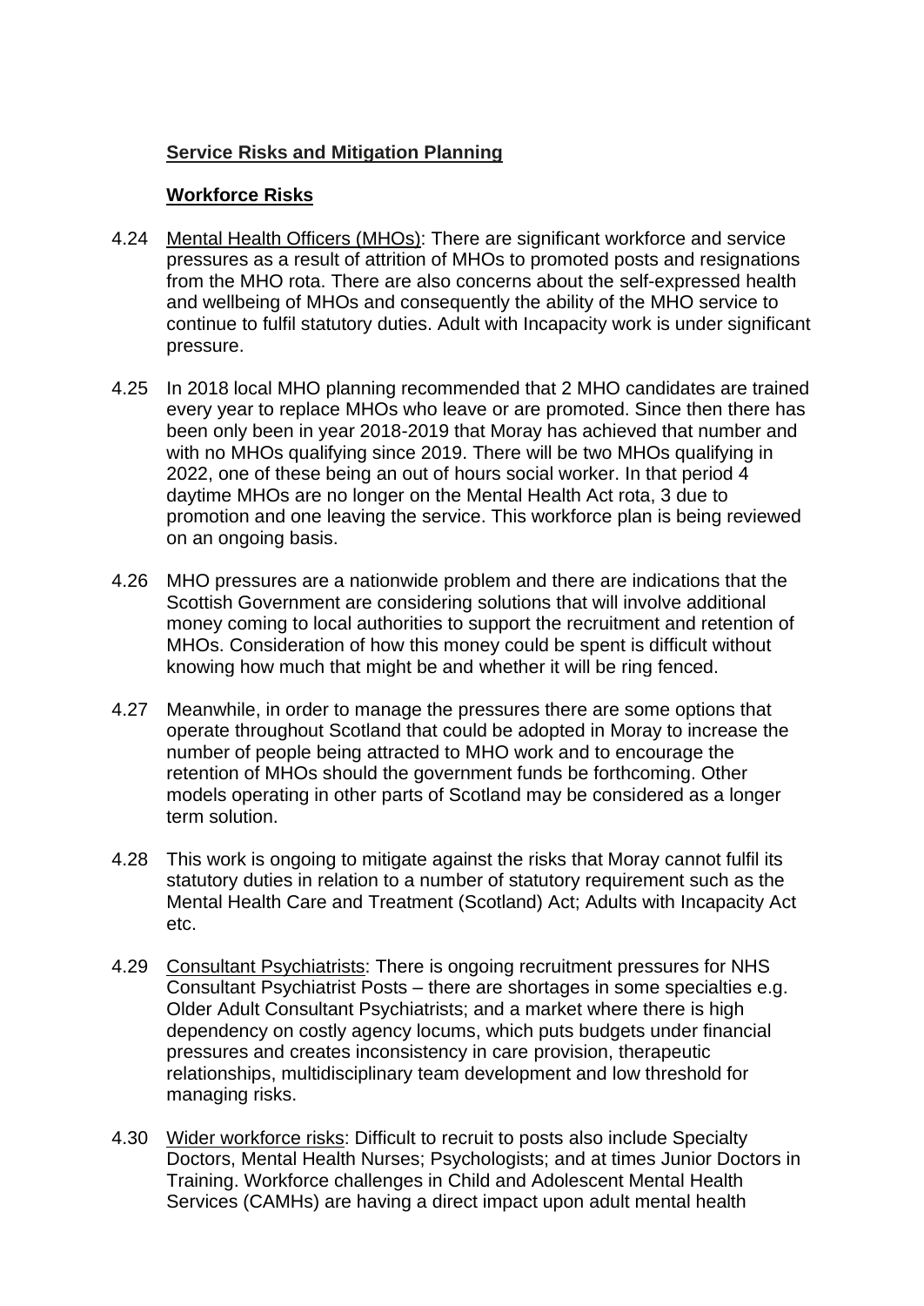**Service Risks and Mitigation Planning**

**Workforce Risks**

4.24 Mental Health Officers (MHOs): There are significant workforce and service pressures as a result of attrition of MHOs to promoted posts and resignations from the MHO rota. There are also concerns about the self-expressed health and wellbeing of MHOs and consequently the ability of the MHO service to continue to fulfil statutory duties. Adult with Incapacity work is under significant pressure.

4.25 In 2018 local MHO planning recommended that 2 MHO candidates are trained every year to replace MHOs who leave or are promoted. Since then there has been only been in year 2018-2019 that Moray has achieved that number and with no MHOs qualifying since 2019. There will be two MHOs qualifying in 2022, one of these being an out of hours social worker. In that period 4 daytime MHOs are no longer on the Mental Health Act rota, 3 due to promotion and one leaving the service. This workforce plan is being reviewed on an ongoing basis.

4.26 MHO pressures are a nationwide problem and there are indications that the Scottish Government are considering solutions that will involve additional money coming to local authorities to support the recruitment and retention of MHOs. Consideration of how this money could be spent is difficult without knowing how much that might be and whether it will be ring fenced.

4.27 Meanwhile, in order to manage the pressures there are some options that operate throughout Scotland that could be adopted in Moray to increase the number of people being attracted to MHO work and to encourage the retention of MHOs should the government funds be forthcoming. Other models operating in other parts of Scotland may be considered as a longer term solution.

4.28 This work is ongoing to mitigate against the risks that Moray cannot fulfil its statutory duties in relation to a number of statutory requirement such as the Mental Health Care and Treatment (Scotland) Act; Adults with Incapacity Act etc.

4.29 Consultant Psychiatrists: There is ongoing recruitment pressures for NHS Consultant Psychiatrist Posts – there are shortages in some specialties e.g. Older Adult Consultant Psychiatrists; and a market where there is high dependency on costly agency locums, which puts budgets under financial pressures and creates inconsistency in care provision, therapeutic relationships, multidisciplinary team development and low threshold for managing risks.

4.30 Wider workforce risks: Difficult to recruit to posts also include Specialty Doctors, Mental Health Nurses; Psychologists; and at times Junior Doctors in Training. Workforce challenges in Child and Adolescent Mental Health Services (CAMHs) are having a direct impact upon adult mental health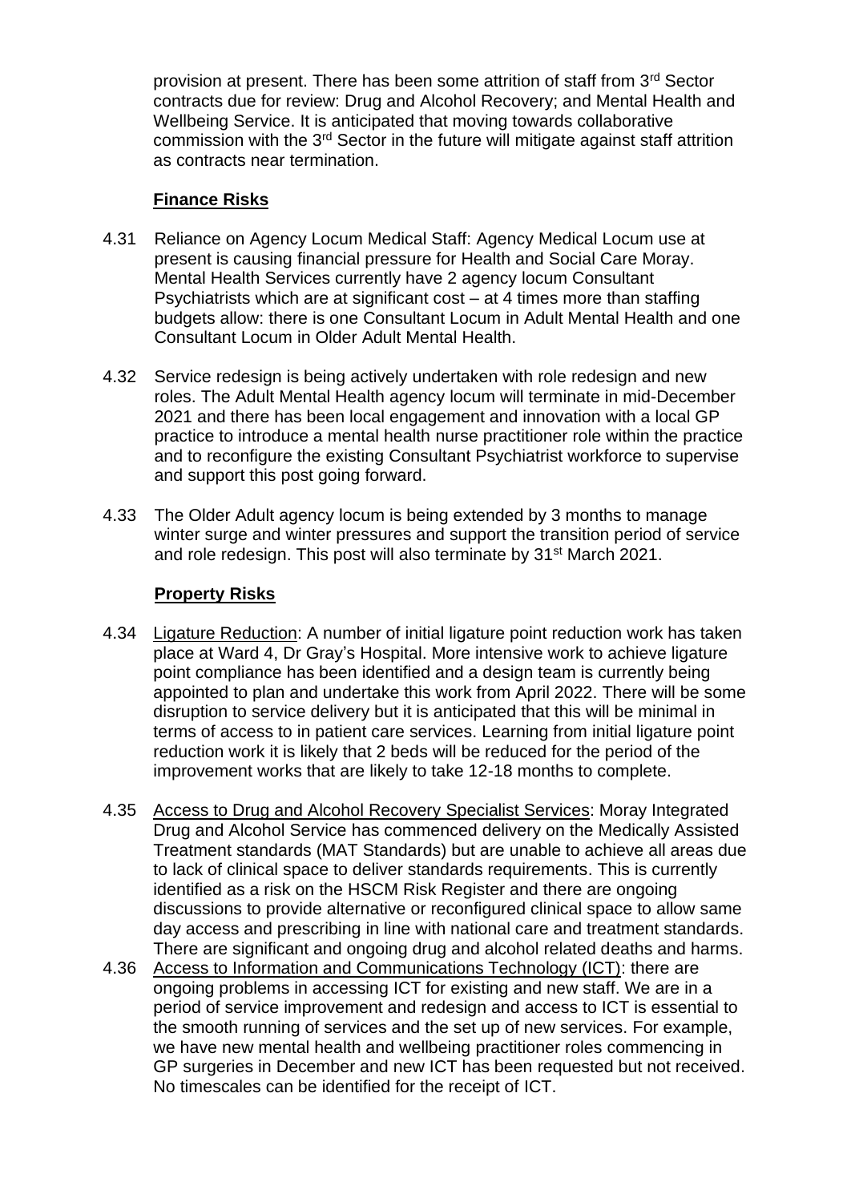provision at present. There has been some attrition of staff from 3rd Sector contracts due for review: Drug and Alcohol Recovery; and Mental Health and Wellbeing Service. It is anticipated that moving towards collaborative commission with the 3rd Sector in the future will mitigate against staff attrition as contracts near termination.

**Finance Risks**

4.31 Reliance on Agency Locum Medical Staff: Agency Medical Locum use at present is causing financial pressure for Health and Social Care Moray. Mental Health Services currently have 2 agency locum Consultant Psychiatrists which are at significant cost – at 4 times more than staffing budgets allow: there is one Consultant Locum in Adult Mental Health and one Consultant Locum in Older Adult Mental Health.

4.32 Service redesign is being actively undertaken with role redesign and new roles. The Adult Mental Health agency locum will terminate in mid-December 2021 and there has been local engagement and innovation with a local GP practice to introduce a mental health nurse practitioner role within the practice and to reconfigure the existing Consultant Psychiatrist workforce to supervise and support this post going forward.

4.33 The Older Adult agency locum is being extended by 3 months to manage winter surge and winter pressures and support the transition period of service and role redesign. This post will also terminate by 31st March 2021.

**Property Risks**

4.34 Ligature Reduction: A number of initial ligature point reduction work has taken place at Ward 4, Dr Gray's Hospital. More intensive work to achieve ligature point compliance has been identified and a design team is currently being appointed to plan and undertake this work from April 2022. There will be some disruption to service delivery but it is anticipated that this will be minimal in terms of access to in patient care services. Learning from initial ligature point reduction work it is likely that 2 beds will be reduced for the period of the improvement works that are likely to take 12-18 months to complete.

4.35 Access to Drug and Alcohol Recovery Specialist Services: Moray Integrated Drug and Alcohol Service has commenced delivery on the Medically Assisted Treatment standards (MAT Standards) but are unable to achieve all areas due to lack of clinical space to deliver standards requirements. This is currently identified as a risk on the HSCM Risk Register and there are ongoing discussions to provide alternative or reconfigured clinical space to allow same day access and prescribing in line with national care and treatment standards. There are significant and ongoing drug and alcohol related deaths and harms.

4.36 Access to Information and Communications Technology (ICT): there are ongoing problems in accessing ICT for existing and new staff. We are in a period of service improvement and redesign and access to ICT is essential to the smooth running of services and the set up of new services. For example, we have new mental health and wellbeing practitioner roles commencing in GP surgeries in December and new ICT has been requested but not received. No timescales can be identified for the receipt of ICT.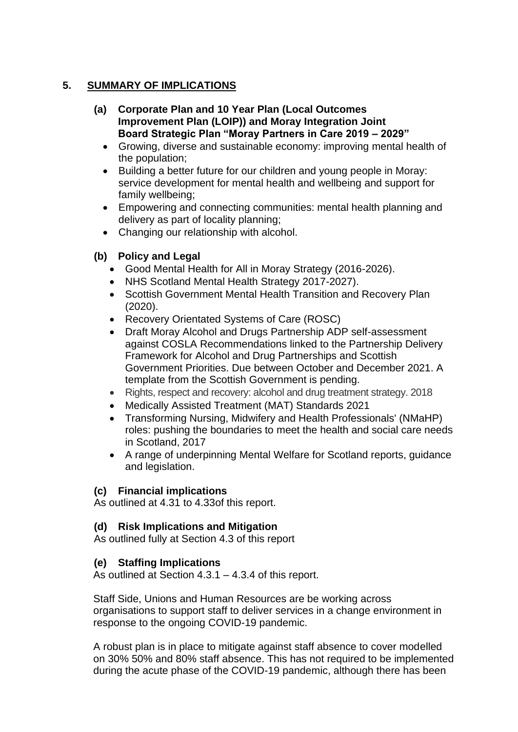## 5. SUMMARY OF IMPLICATIONS

**(a) Corporate Plan and 10 Year Plan (Local Outcomes Improvement Plan (LOIP)) and Moray Integration Joint Board Strategic Plan "Moray Partners in Care 2019 – 2029"**

- Growing, diverse and sustainable economy: improving mental health of the population;
- Building a better future for our children and young people in Moray: service development for mental health and wellbeing and support for family wellbeing;
- Empowering and connecting communities: mental health planning and delivery as part of locality planning;
- Changing our relationship with alcohol.

**(b) Policy and Legal**

- Good Mental Health for All in Moray Strategy (2016-2026).
- NHS Scotland Mental Health Strategy 2017-2027).
- Scottish Government Mental Health Transition and Recovery Plan (2020).
- Recovery Orientated Systems of Care (ROSC)
- Draft Moray Alcohol and Drugs Partnership ADP self-assessment against COSLA Recommendations linked to the Partnership Delivery Framework for Alcohol and Drug Partnerships and Scottish Government Priorities. Due between October and December 2021. A template from the Scottish Government is pending.
- Rights, respect and recovery: alcohol and drug treatment strategy. 2018
- Medically Assisted Treatment (MAT) Standards 2021
- Transforming Nursing, Midwifery and Health Professionals' (NMaHP) roles: pushing the boundaries to meet the health and social care needs in Scotland, 2017
- A range of underpinning Mental Welfare for Scotland reports, guidance and legislation.

**(c) Financial implications**

As outlined at 4.31 to 4.33of this report.

**(d) Risk Implications and Mitigation**

As outlined fully at Section 4.3 of this report

**(e) Staffing Implications**

As outlined at Section 4.3.1 – 4.3.4 of this report.

Staff Side, Unions and Human Resources are be working across organisations to support staff to deliver services in a change environment in response to the ongoing COVID-19 pandemic.

A robust plan is in place to mitigate against staff absence to cover modelled on 30% 50% and 80% staff absence. This has not required to be implemented during the acute phase of the COVID-19 pandemic, although there has been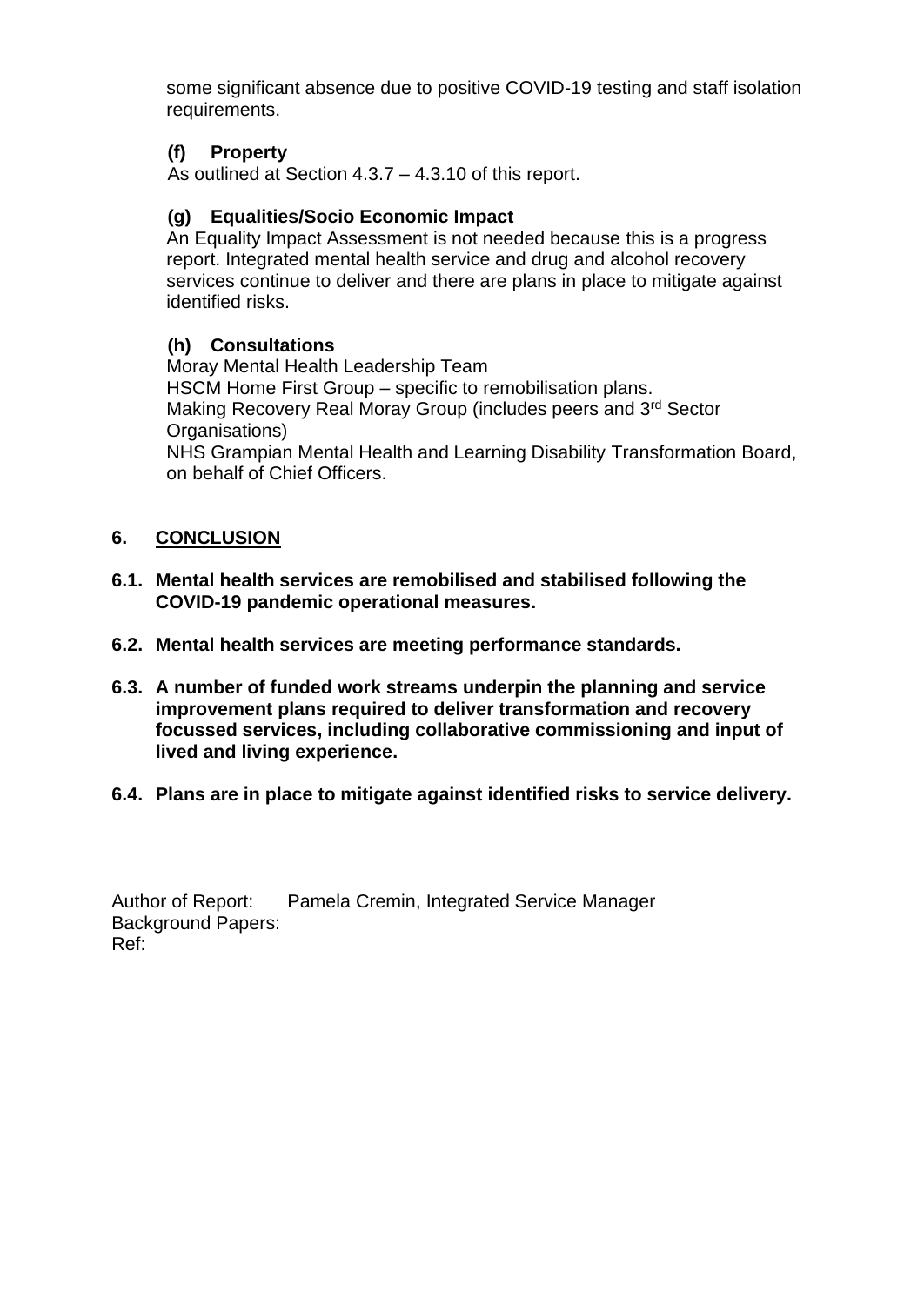some significant absence due to positive COVID-19 testing and staff isolation requirements.

**(f) Property**

As outlined at Section 4.3.7 – 4.3.10 of this report.

**(g) Equalities/Socio Economic Impact**

An Equality Impact Assessment is not needed because this is a progress report. Integrated mental health service and drug and alcohol recovery services continue to deliver and there are plans in place to mitigate against identified risks.

**(h) Consultations**

Moray Mental Health Leadership Team
HSCM Home First Group – specific to remobilisation plans.
Making Recovery Real Moray Group (includes peers and 3rd Sector Organisations)
NHS Grampian Mental Health and Learning Disability Transformation Board, on behalf of Chief Officers.

## 6. CONCLUSION

**6.1. Mental health services are remobilised and stabilised following the COVID-19 pandemic operational measures.**

**6.2. Mental health services are meeting performance standards.**

**6.3. A number of funded work streams underpin the planning and service improvement plans required to deliver transformation and recovery focussed services, including collaborative commissioning and input of lived and living experience.**

**6.4. Plans are in place to mitigate against identified risks to service delivery.**

Author of Report: Pamela Cremin, Integrated Service Manager
Background Papers:
Ref: